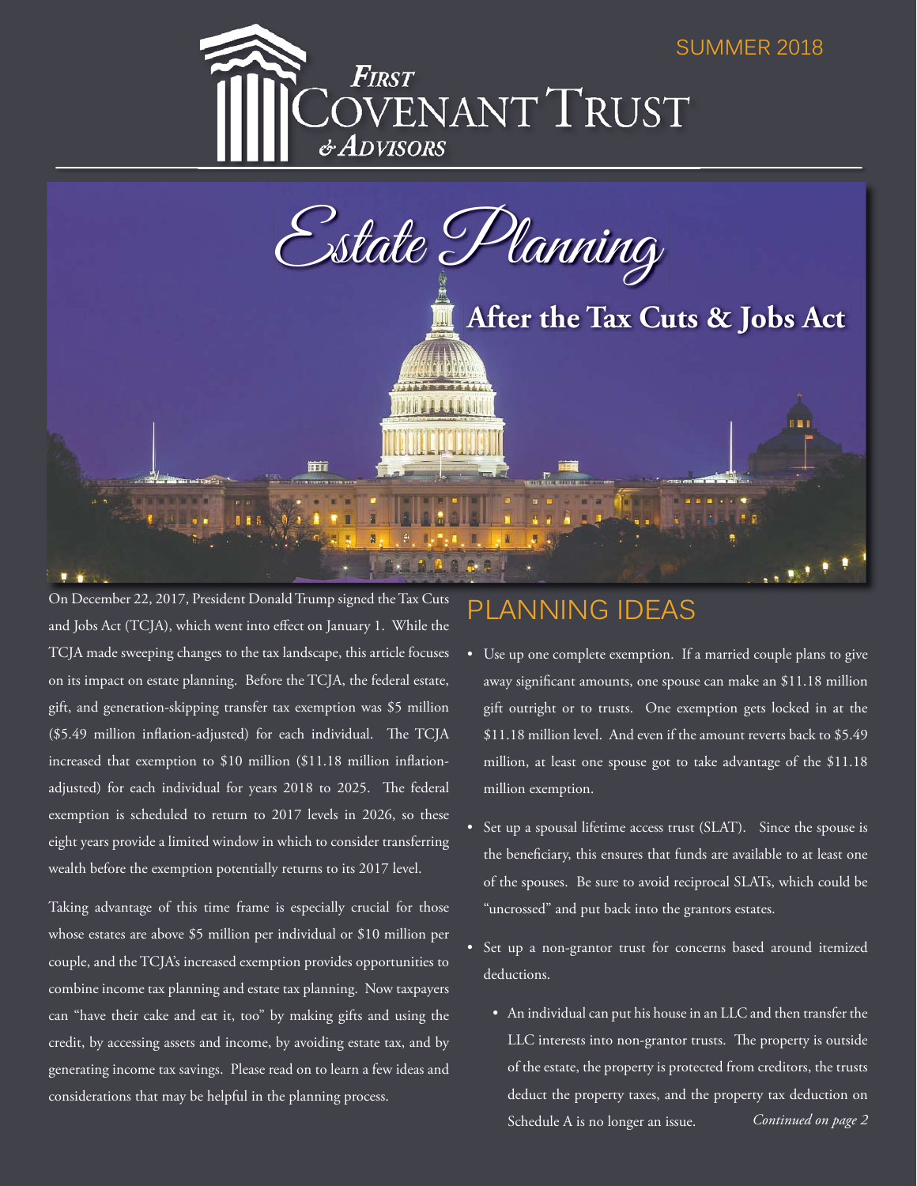SUMMER 2018

# First Covenant Trust & Advisors

# Estate Planning

## After the Tax Cuts & Jobs Act

On December 22, 2017, President Donald Trump signed the Tax Cuts and Jobs Act (TCJA), which went into effect on January 1. While the TCJA made sweeping changes to the tax landscape, this article focuses on its impact on estate planning. Before the TCJA, the federal estate, gift, and generation-skipping transfer tax exemption was $5 million ($5.49 million inflation-adjusted) for each individual. The TCJA increased that exemption to $10 million ($11.18 million inflation-adjusted) for each individual for years 2018 to 2025. The federal exemption is scheduled to return to 2017 levels in 2026, so these eight years provide a limited window in which to consider transferring wealth before the exemption potentially returns to its 2017 level.

Taking advantage of this time frame is especially crucial for those whose estates are above $5 million per individual or $10 million per couple, and the TCJA's increased exemption provides opportunities to combine income tax planning and estate tax planning. Now taxpayers can "have their cake and eat it, too" by making gifts and using the credit, by accessing assets and income, by avoiding estate tax, and by generating income tax savings. Please read on to learn a few ideas and considerations that may be helpful in the planning process.

## PLANNING IDEAS

- Use up one complete exemption. If a married couple plans to give away significant amounts, one spouse can make an $11.18 million gift outright or to trusts. One exemption gets locked in at the $11.18 million level. And even if the amount reverts back to $5.49 million, at least one spouse got to take advantage of the $11.18 million exemption.
- Set up a spousal lifetime access trust (SLAT). Since the spouse is the beneficiary, this ensures that funds are available to at least one of the spouses. Be sure to avoid reciprocal SLATs, which could be "uncrossed" and put back into the grantors estates.
- Set up a non-grantor trust for concerns based around itemized deductions.
  - An individual can put his house in an LLC and then transfer the LLC interests into non-grantor trusts. The property is outside of the estate, the property is protected from creditors, the trusts deduct the property taxes, and the property tax deduction on Schedule A is no longer an issue.

*Continued on page 2*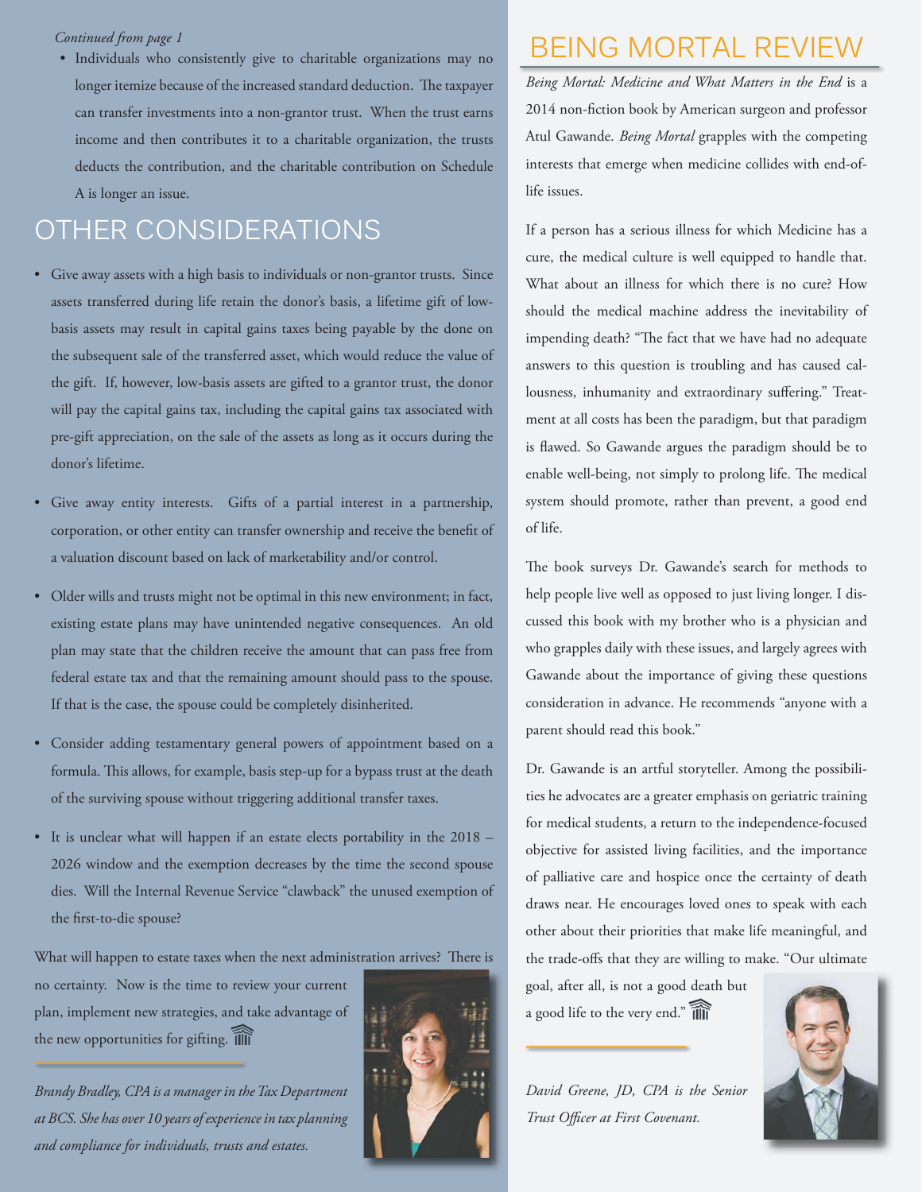*Continued from page 1*

- Individuals who consistently give to charitable organizations may no longer itemize because of the increased standard deduction. The taxpayer can transfer investments into a non-grantor trust. When the trust earns income and then contributes it to a charitable organization, the trusts deducts the contribution, and the charitable contribution on Schedule A is longer an issue.

## OTHER CONSIDERATIONS

- Give away assets with a high basis to individuals or non-grantor trusts. Since assets transferred during life retain the donor's basis, a lifetime gift of low-basis assets may result in capital gains taxes being payable by the done on the subsequent sale of the transferred asset, which would reduce the value of the gift. If, however, low-basis assets are gifted to a grantor trust, the donor will pay the capital gains tax, including the capital gains tax associated with pre-gift appreciation, on the sale of the assets as long as it occurs during the donor's lifetime.

- Give away entity interests. Gifts of a partial interest in a partnership, corporation, or other entity can transfer ownership and receive the benefit of a valuation discount based on lack of marketability and/or control.

- Older wills and trusts might not be optimal in this new environment; in fact, existing estate plans may have unintended negative consequences. An old plan may state that the children receive the amount that can pass free from federal estate tax and that the remaining amount should pass to the spouse. If that is the case, the spouse could be completely disinherited.

- Consider adding testamentary general powers of appointment based on a formula. This allows, for example, basis step-up for a bypass trust at the death of the surviving spouse without triggering additional transfer taxes.

- It is unclear what will happen if an estate elects portability in the 2018 – 2026 window and the exemption decreases by the time the second spouse dies. Will the Internal Revenue Service "clawback" the unused exemption of the first-to-die spouse?

What will happen to estate taxes when the next administration arrives? There is no certainty. Now is the time to review your current plan, implement new strategies, and take advantage of the new opportunities for gifting.

*Brandy Bradley, CPA is a manager in the Tax Department at BCS. She has over 10 years of experience in tax planning and compliance for individuals, trusts and estates.*

## BEING MORTAL REVIEW

*Being Mortal: Medicine and What Matters in the End* is a 2014 non-fiction book by American surgeon and professor Atul Gawande. *Being Mortal* grapples with the competing interests that emerge when medicine collides with end-of-life issues.

If a person has a serious illness for which Medicine has a cure, the medical culture is well equipped to handle that. What about an illness for which there is no cure? How should the medical machine address the inevitability of impending death? "The fact that we have had no adequate answers to this question is troubling and has caused callousness, inhumanity and extraordinary suffering." Treatment at all costs has been the paradigm, but that paradigm is flawed. So Gawande argues the paradigm should be to enable well-being, not simply to prolong life. The medical system should promote, rather than prevent, a good end of life.

The book surveys Dr. Gawande's search for methods to help people live well as opposed to just living longer. I discussed this book with my brother who is a physician and who grapples daily with these issues, and largely agrees with Gawande about the importance of giving these questions consideration in advance. He recommends "anyone with a parent should read this book."

Dr. Gawande is an artful storyteller. Among the possibilities he advocates are a greater emphasis on geriatric training for medical students, a return to the independence-focused objective for assisted living facilities, and the importance of palliative care and hospice once the certainty of death draws near. He encourages loved ones to speak with each other about their priorities that make life meaningful, and the trade-offs that they are willing to make. "Our ultimate goal, after all, is not a good death but a good life to the very end."

*David Greene, JD, CPA is the Senior Trust Officer at First Covenant.*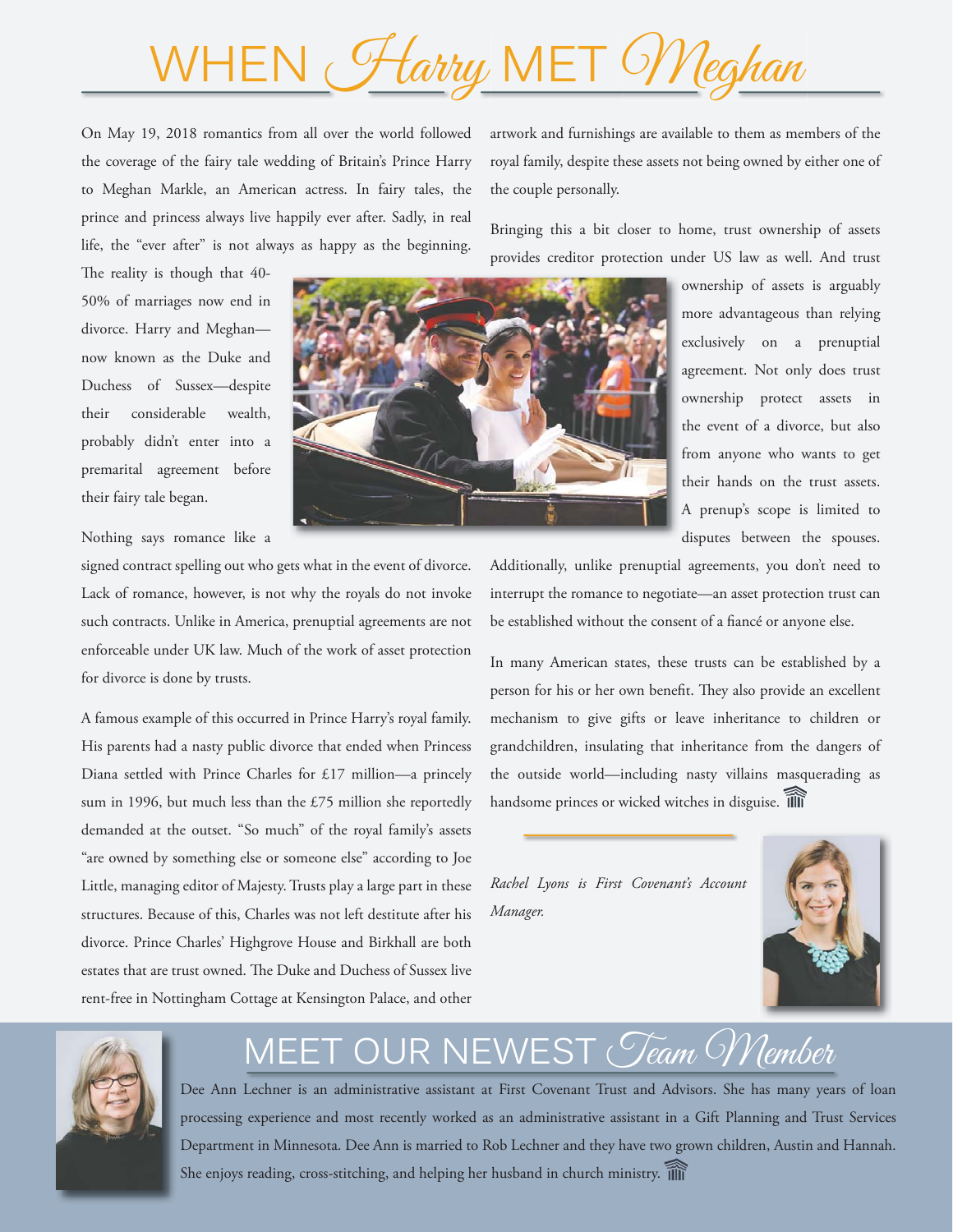# WHEN *Harry* MET *Meghan*

On May 19, 2018 romantics from all over the world followed the coverage of the fairy tale wedding of Britain's Prince Harry to Meghan Markle, an American actress. In fairy tales, the prince and princess always live happily ever after. Sadly, in real life, the "ever after" is not always as happy as the beginning. The reality is though that 40-50% of marriages now end in divorce. Harry and Meghan—now known as the Duke and Duchess of Sussex—despite their considerable wealth, probably didn't enter into a premarital agreement before their fairy tale began.

Nothing says romance like a signed contract spelling out who gets what in the event of divorce. Lack of romance, however, is not why the royals do not invoke such contracts. Unlike in America, prenuptial agreements are not enforceable under UK law. Much of the work of asset protection for divorce is done by trusts.

A famous example of this occurred in Prince Harry's royal family. His parents had a nasty public divorce that ended when Princess Diana settled with Prince Charles for £17 million—a princely sum in 1996, but much less than the £75 million she reportedly demanded at the outset. "So much" of the royal family's assets "are owned by something else or someone else" according to Joe Little, managing editor of Majesty. Trusts play a large part in these structures. Because of this, Charles was not left destitute after his divorce. Prince Charles' Highgrove House and Birkhall are both estates that are trust owned. The Duke and Duchess of Sussex live rent-free in Nottingham Cottage at Kensington Palace, and other artwork and furnishings are available to them as members of the royal family, despite these assets not being owned by either one of the couple personally.

Bringing this a bit closer to home, trust ownership of assets provides creditor protection under US law as well. And trust ownership of assets is arguably more advantageous than relying exclusively on a prenuptial agreement. Not only does trust ownership protect assets in the event of a divorce, but also from anyone who wants to get their hands on the trust assets. A prenup's scope is limited to disputes between the spouses. Additionally, unlike prenuptial agreements, you don't need to interrupt the romance to negotiate—an asset protection trust can be established without the consent of a fiancé or anyone else.

In many American states, these trusts can be established by a person for his or her own benefit. They also provide an excellent mechanism to give gifts or leave inheritance to children or grandchildren, insulating that inheritance from the dangers of the outside world—including nasty villains masquerading as handsome princes or wicked witches in disguise.

*Rachel Lyons is First Covenant's Account Manager.*

# MEET OUR NEWEST *Team Member*

Dee Ann Lechner is an administrative assistant at First Covenant Trust and Advisors. She has many years of loan processing experience and most recently worked as an administrative assistant in a Gift Planning and Trust Services Department in Minnesota. Dee Ann is married to Rob Lechner and they have two grown children, Austin and Hannah. She enjoys reading, cross-stitching, and helping her husband in church ministry.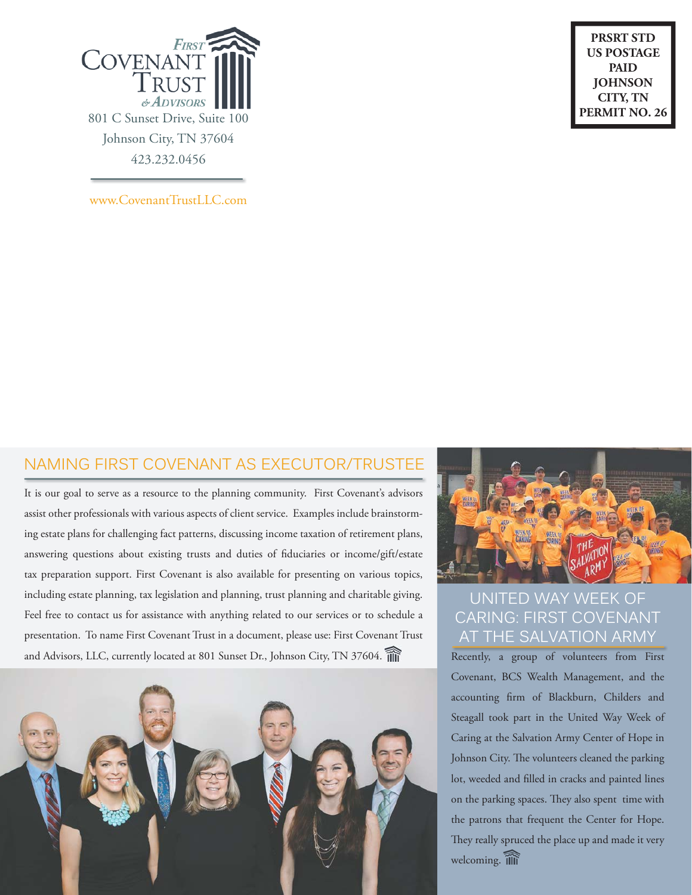First Covenant Trust & Advisors

801 C Sunset Drive, Suite 100

Johnson City, TN 37604

423.232.0456

www.CovenantTrustLLC.com

PRSRT STD
US POSTAGE
PAID
JOHNSON CITY, TN
PERMIT NO. 26

## NAMING FIRST COVENANT AS EXECUTOR/TRUSTEE

It is our goal to serve as a resource to the planning community. First Covenant's advisors assist other professionals with various aspects of client service. Examples include brainstorming estate plans for challenging fact patterns, discussing income taxation of retirement plans, answering questions about existing trusts and duties of fiduciaries or income/gift/estate tax preparation support. First Covenant is also available for presenting on various topics, including estate planning, tax legislation and planning, trust planning and charitable giving. Feel free to contact us for assistance with anything related to our services or to schedule a presentation. To name First Covenant Trust in a document, please use: First Covenant Trust and Advisors, LLC, currently located at 801 Sunset Dr., Johnson City, TN 37604.

## UNITED WAY WEEK OF CARING: FIRST COVENANT AT THE SALVATION ARMY

Recently, a group of volunteers from First Covenant, BCS Wealth Management, and the accounting firm of Blackburn, Childers and Steagall took part in the United Way Week of Caring at the Salvation Army Center of Hope in Johnson City. The volunteers cleaned the parking lot, weeded and filled in cracks and painted lines on the parking spaces. They also spent time with the patrons that frequent the Center for Hope. They really spruced the place up and made it very welcoming.